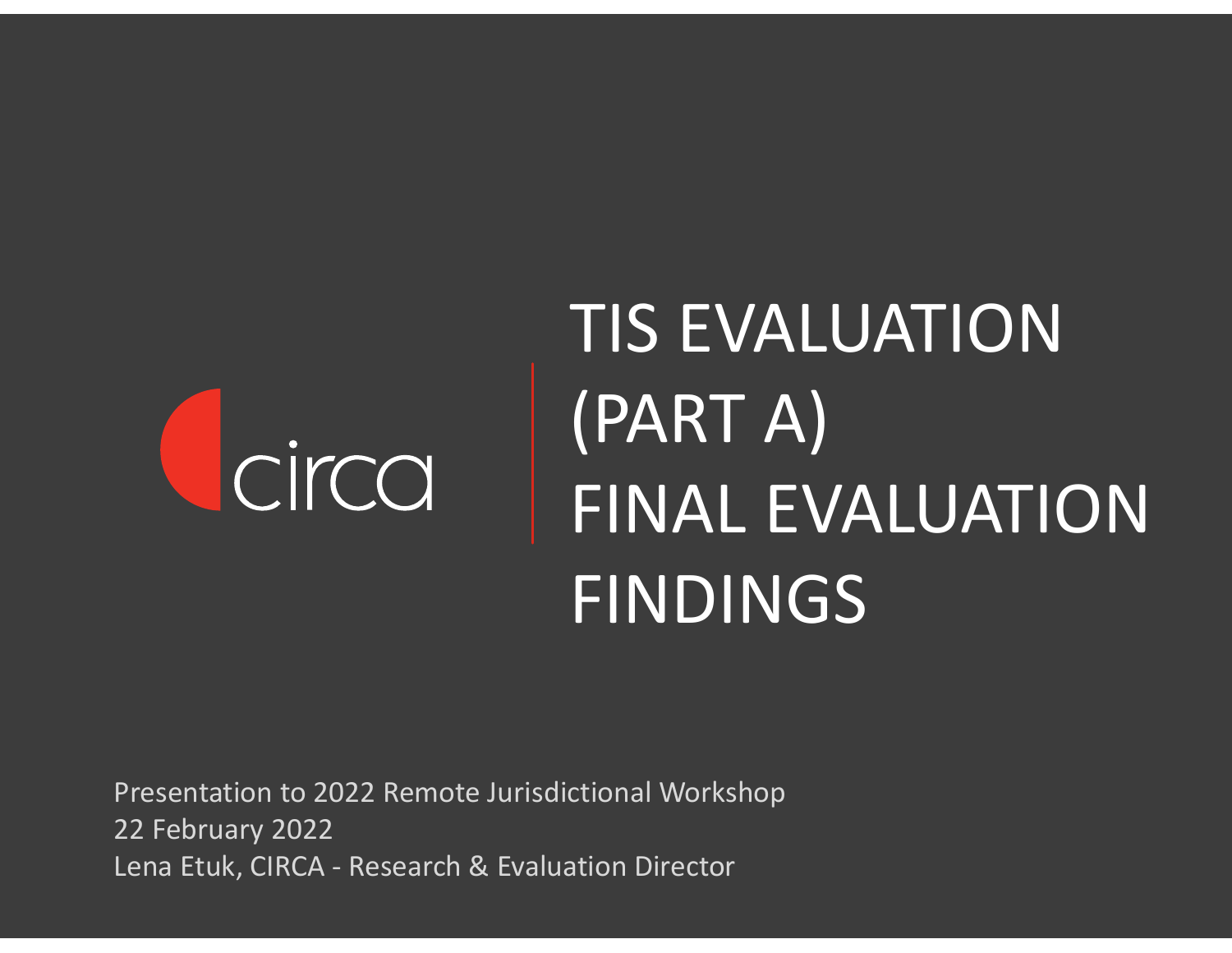circa

# TIS EVALUATION (PART A) FINAL EVALUATION FINDINGS

Presentation to 2022 Remote Jurisdictional Workshop
22 February 2022
Lena Etuk, CIRCA - Research & Evaluation Director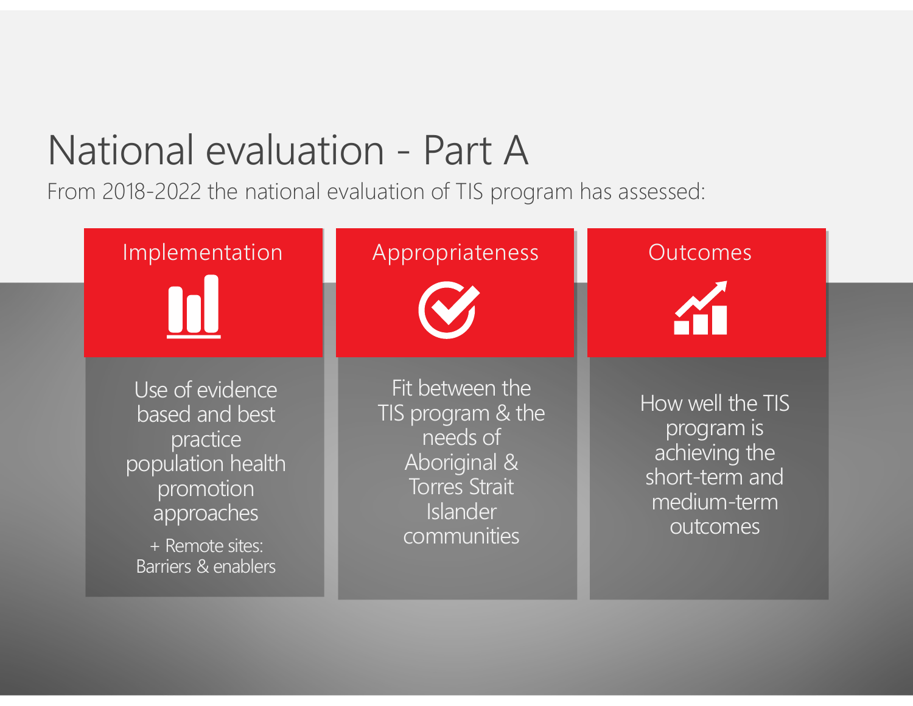# National evaluation - Part A

From 2018-2022 the national evaluation of TIS program has assessed:

### Implementation

Use of evidence based and best practice population health promotion approaches

+ Remote sites: Barriers & enablers

### Appropriateness

Fit between the TIS program & the needs of Aboriginal & Torres Strait Islander communities

### Outcomes

How well the TIS program is achieving the short-term and medium-term outcomes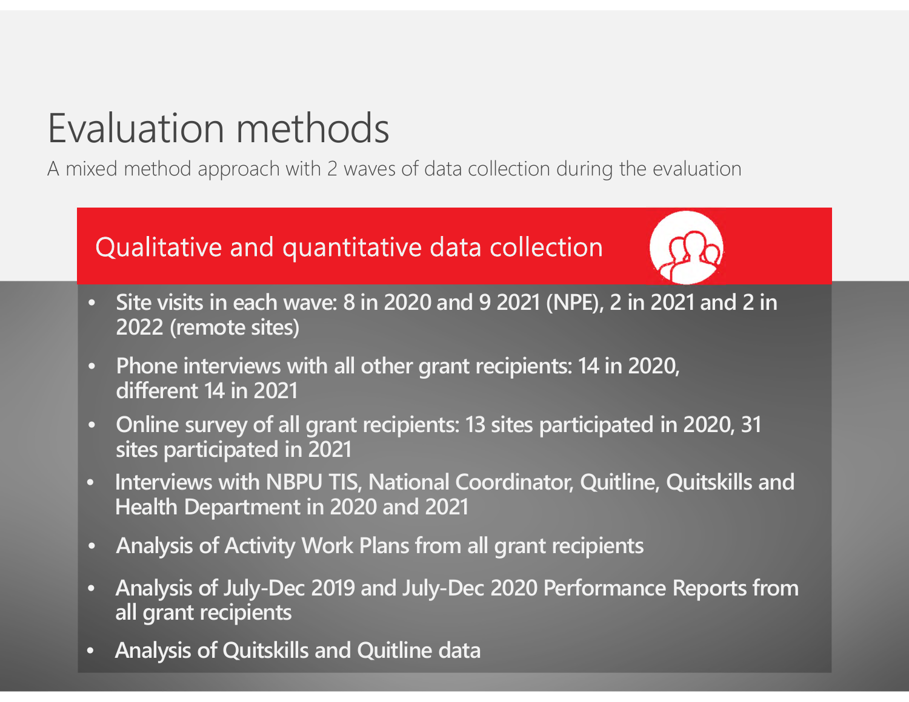# Evaluation methods

A mixed method approach with 2 waves of data collection during the evaluation

## Qualitative and quantitative data collection

- Site visits in each wave: 8 in 2020 and 9 2021 (NPE), 2 in 2021 and 2 in 2022 (remote sites)
- Phone interviews with all other grant recipients: 14 in 2020, different 14 in 2021
- Online survey of all grant recipients: 13 sites participated in 2020, 31 sites participated in 2021
- Interviews with NBPU TIS, National Coordinator, Quitline, Quitskills and Health Department in 2020 and 2021
- Analysis of Activity Work Plans from all grant recipients
- Analysis of July-Dec 2019 and July-Dec 2020 Performance Reports from all grant recipients
- Analysis of Quitskills and Quitline data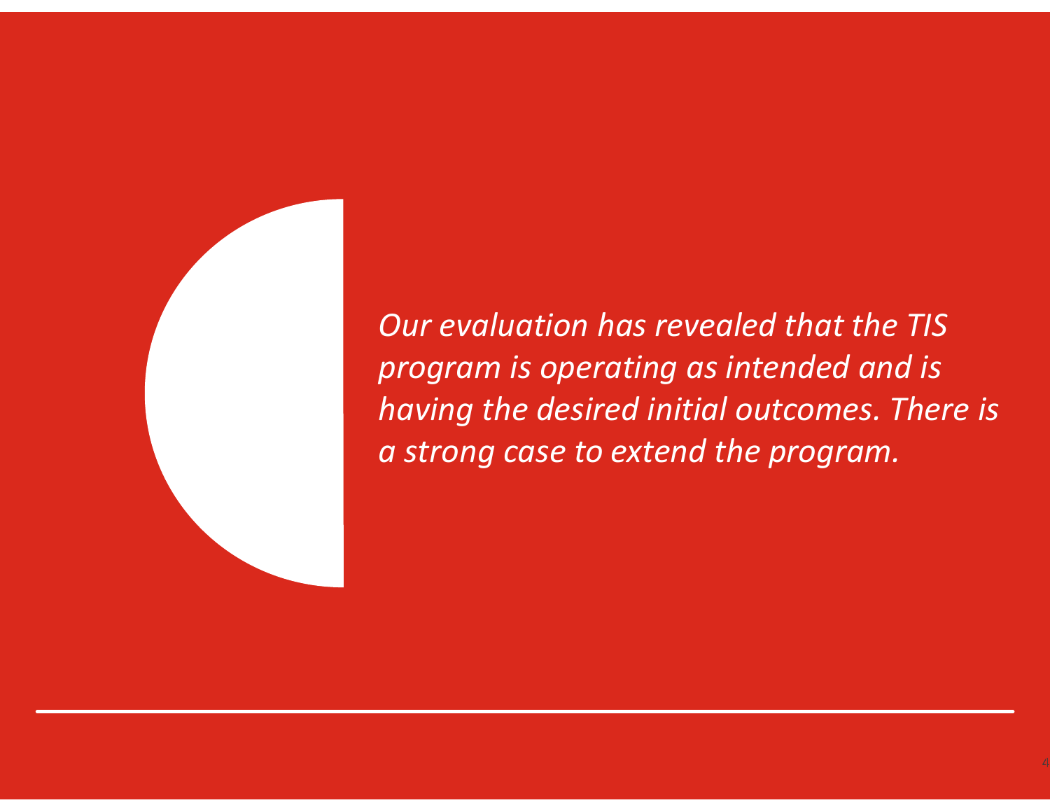*Our evaluation has revealed that the TIS program is operating as intended and is having the desired initial outcomes. There is a strong case to extend the program.*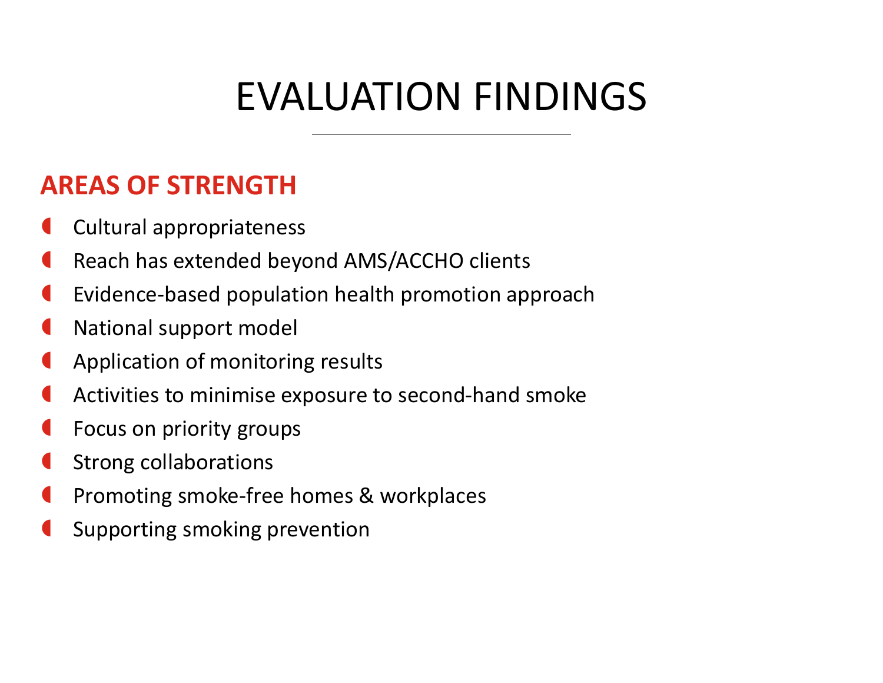# EVALUATION FINDINGS

## AREAS OF STRENGTH

- Cultural appropriateness
- Reach has extended beyond AMS/ACCHO clients
- Evidence-based population health promotion approach
- National support model
- Application of monitoring results
- Activities to minimise exposure to second-hand smoke
- Focus on priority groups
- Strong collaborations
- Promoting smoke-free homes & workplaces
- Supporting smoking prevention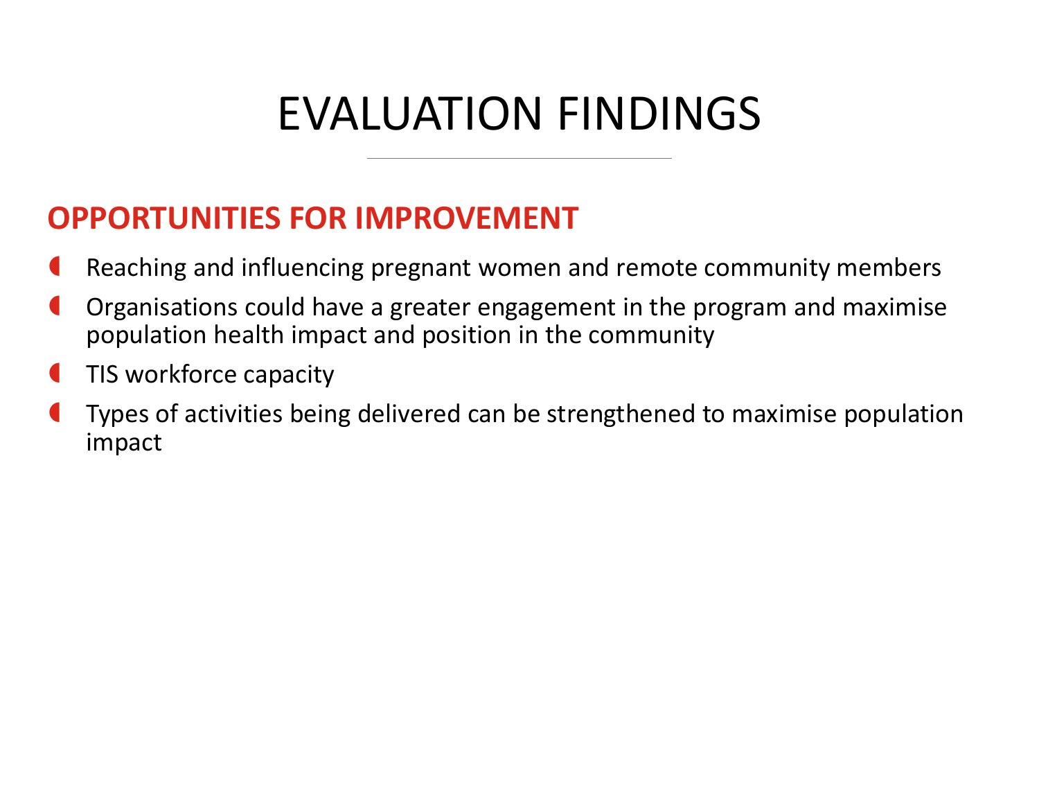# EVALUATION FINDINGS

## OPPORTUNITIES FOR IMPROVEMENT

- Reaching and influencing pregnant women and remote community members
- Organisations could have a greater engagement in the program and maximise population health impact and position in the community
- TIS workforce capacity
- Types of activities being delivered can be strengthened to maximise population impact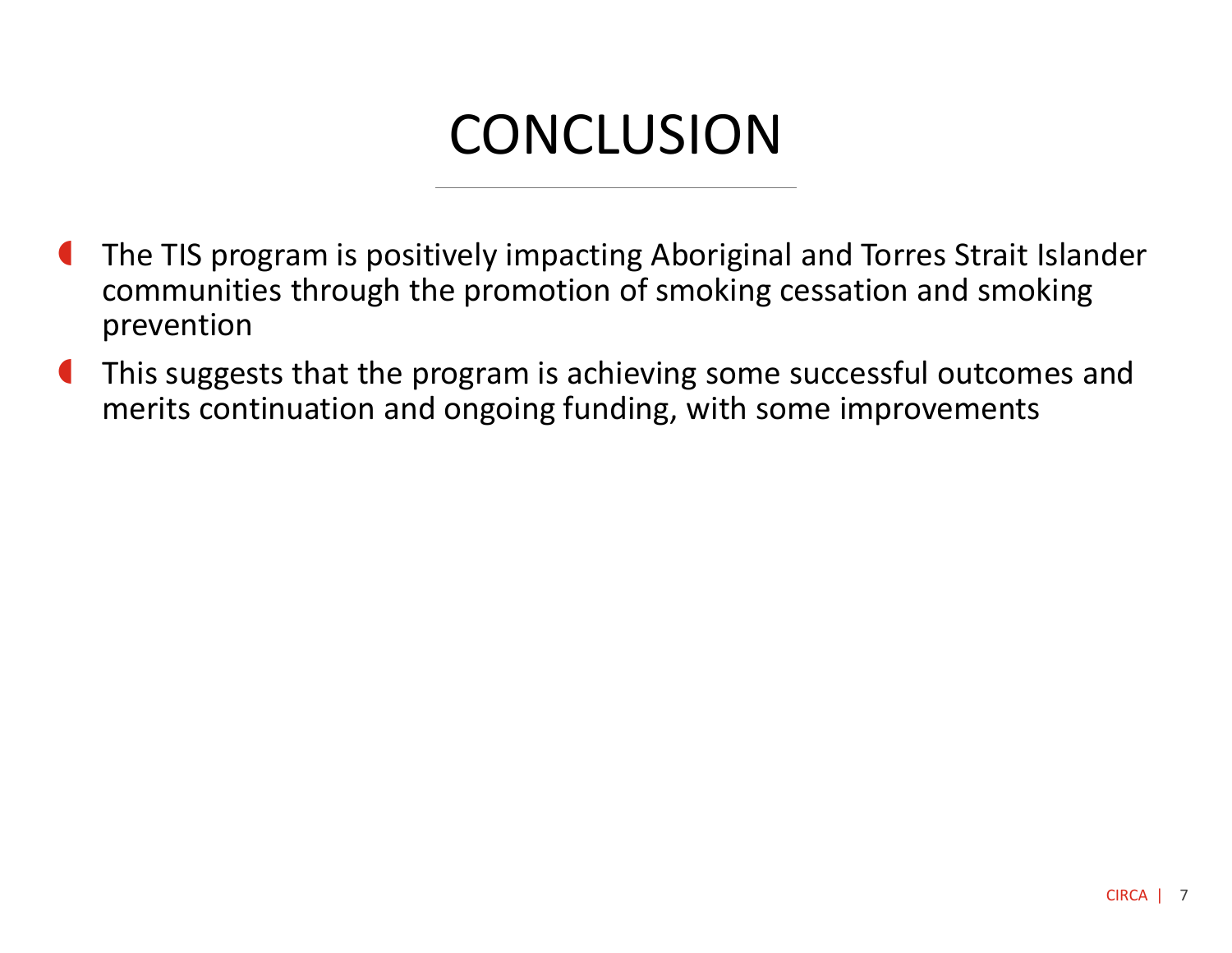# CONCLUSION

- The TIS program is positively impacting Aboriginal and Torres Strait Islander communities through the promotion of smoking cessation and smoking prevention
- This suggests that the program is achieving some successful outcomes and merits continuation and ongoing funding, with some improvements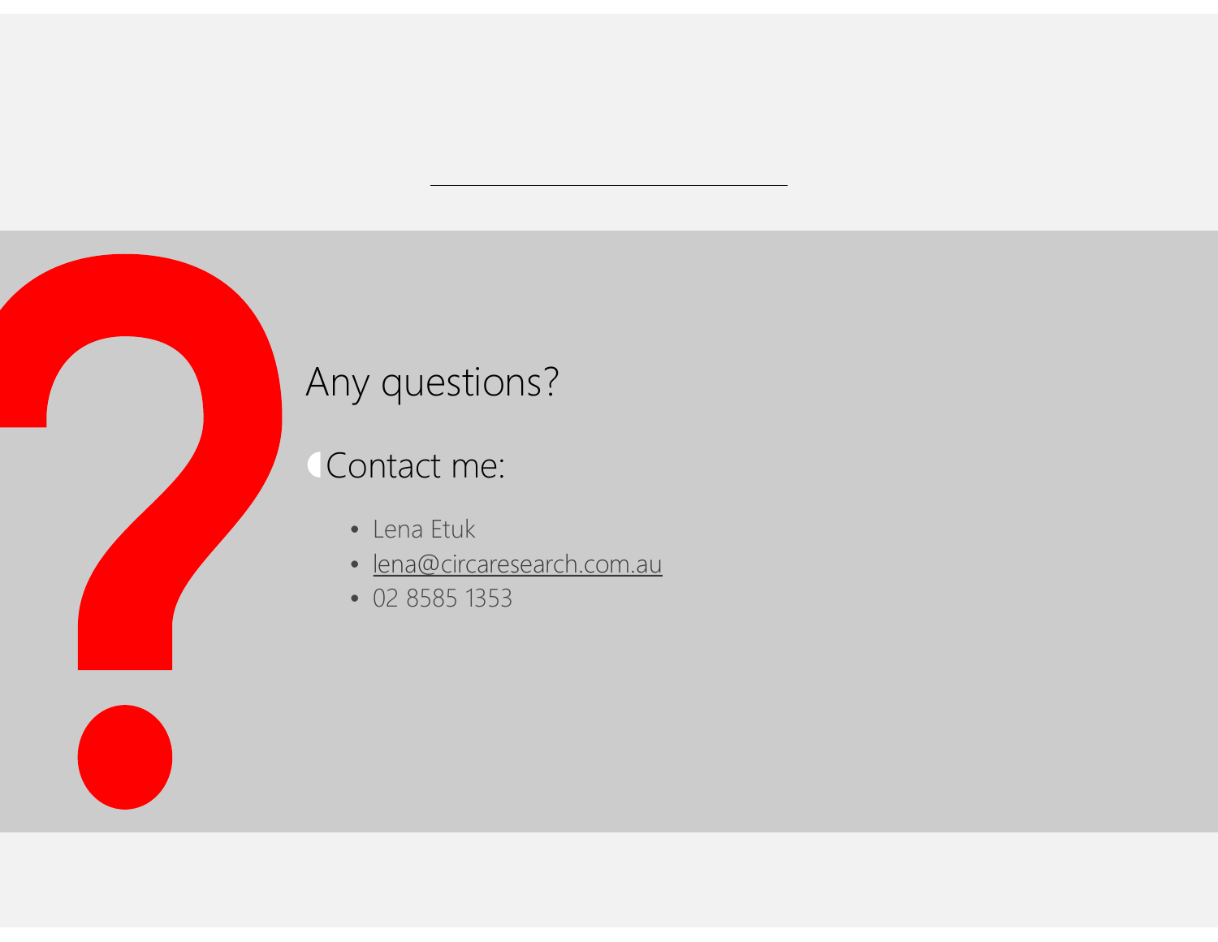# Any questions?

## Contact me:

- Lena Etuk
- lena@circaresearch.com.au
- 02 8585 1353